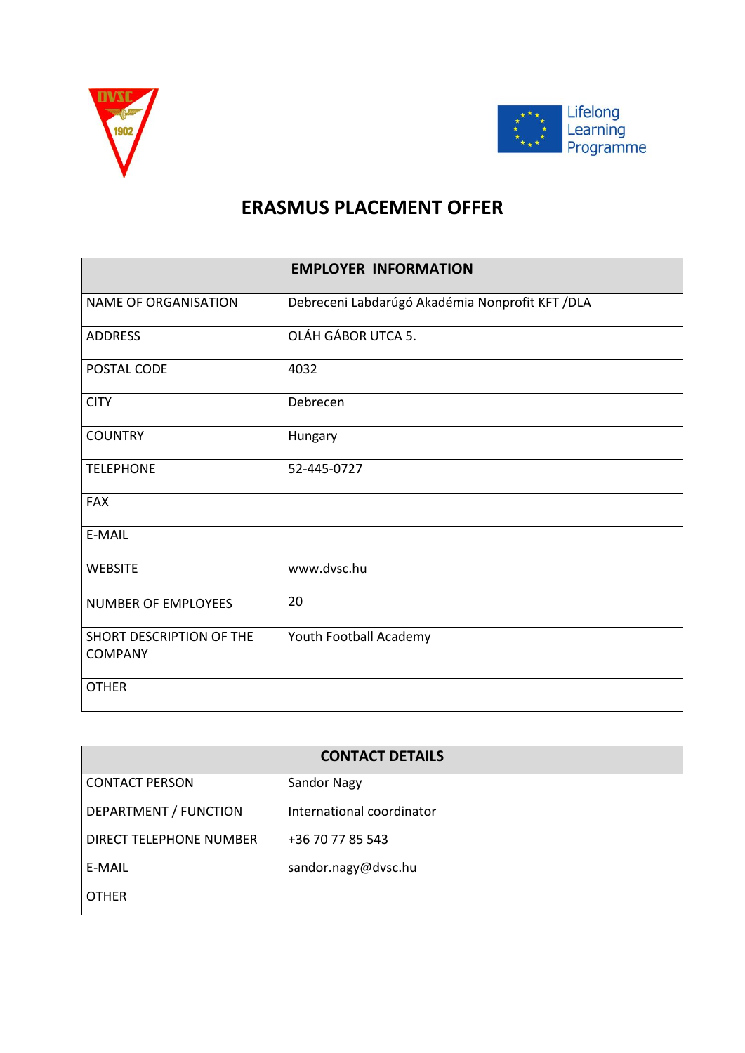# ERASMUS PLACEMENT OFFER

| EMPLOYER INFORMATION | |
|---|---|
| NAME OF ORGANISATION | Debreceni Labdarúgó Akadémia Nonprofit KFT /DLA |
| ADDRESS | OLÁH GÁBOR UTCA 5. |
| POSTAL CODE | 4032 |
| CITY | Debrecen |
| COUNTRY | Hungary |
| TELEPHONE | 52-445-0727 |
| FAX | |
| E-MAIL | |
| WEBSITE | www.dvsc.hu |
| NUMBER OF EMPLOYEES | 20 |
| SHORT DESCRIPTION OF THE COMPANY | Youth Football Academy |
| OTHER | |

| CONTACT DETAILS | |
|---|---|
| CONTACT PERSON | Sandor Nagy |
| DEPARTMENT / FUNCTION | International coordinator |
| DIRECT TELEPHONE NUMBER | +36 70 77 85 543 |
| E-MAIL | sandor.nagy@dvsc.hu |
| OTHER | |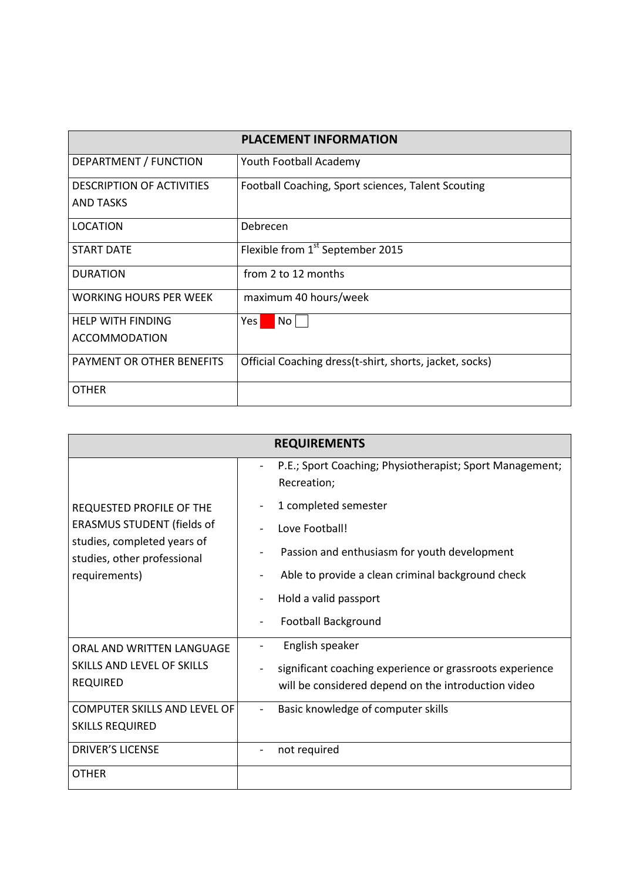| PLACEMENT INFORMATION | |
|---|---|
| DEPARTMENT / FUNCTION | Youth Football Academy |
| DESCRIPTION OF ACTIVITIES AND TASKS | Football Coaching, Sport sciences, Talent Scouting |
| LOCATION | Debrecen |
| START DATE | Flexible from 1st September 2015 |
| DURATION | from 2 to 12 months |
| WORKING HOURS PER WEEK | maximum 40 hours/week |
| HELP WITH FINDING ACCOMMODATION | Yes ■ No ☐ |
| PAYMENT OR OTHER BENEFITS | Official Coaching dress(t-shirt, shorts, jacket, socks) |
| OTHER | |

| REQUIREMENTS | |
|---|---|
| REQUESTED PROFILE OF THE ERASMUS STUDENT (fields of studies, completed years of studies, other professional requirements) | - P.E.; Sport Coaching; Physiotherapist; Sport Management; Recreation;<br>- 1 completed semester<br>- Love Football!<br>- Passion and enthusiasm for youth development<br>- Able to provide a clean criminal background check<br>- Hold a valid passport<br>- Football Background |
| ORAL AND WRITTEN LANGUAGE SKILLS AND LEVEL OF SKILLS REQUIRED | - English speaker<br>- significant coaching experience or grassroots experience will be considered depend on the introduction video |
| COMPUTER SKILLS AND LEVEL OF SKILLS REQUIRED | - Basic knowledge of computer skills |
| DRIVER'S LICENSE | - not required |
| OTHER | |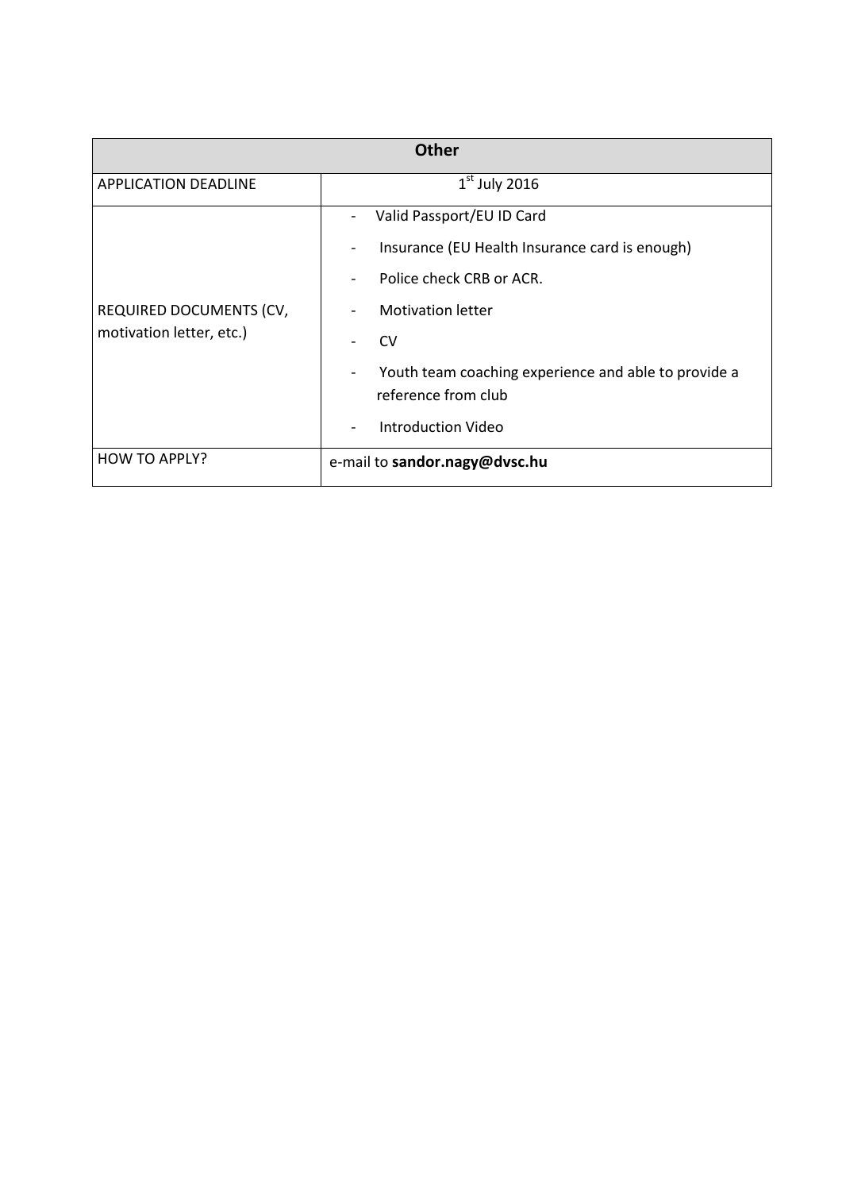| Other | |
|---|---|
| APPLICATION DEADLINE | 1st July 2016 |
| REQUIRED DOCUMENTS (CV, motivation letter, etc.) | - Valid Passport/EU ID Card<br>- Insurance (EU Health Insurance card is enough)<br>- Police check CRB or ACR.<br>- Motivation letter<br>- CV<br>- Youth team coaching experience and able to provide a reference from club<br>- Introduction Video |
| HOW TO APPLY? | e-mail to **sandor.nagy@dvsc.hu** |